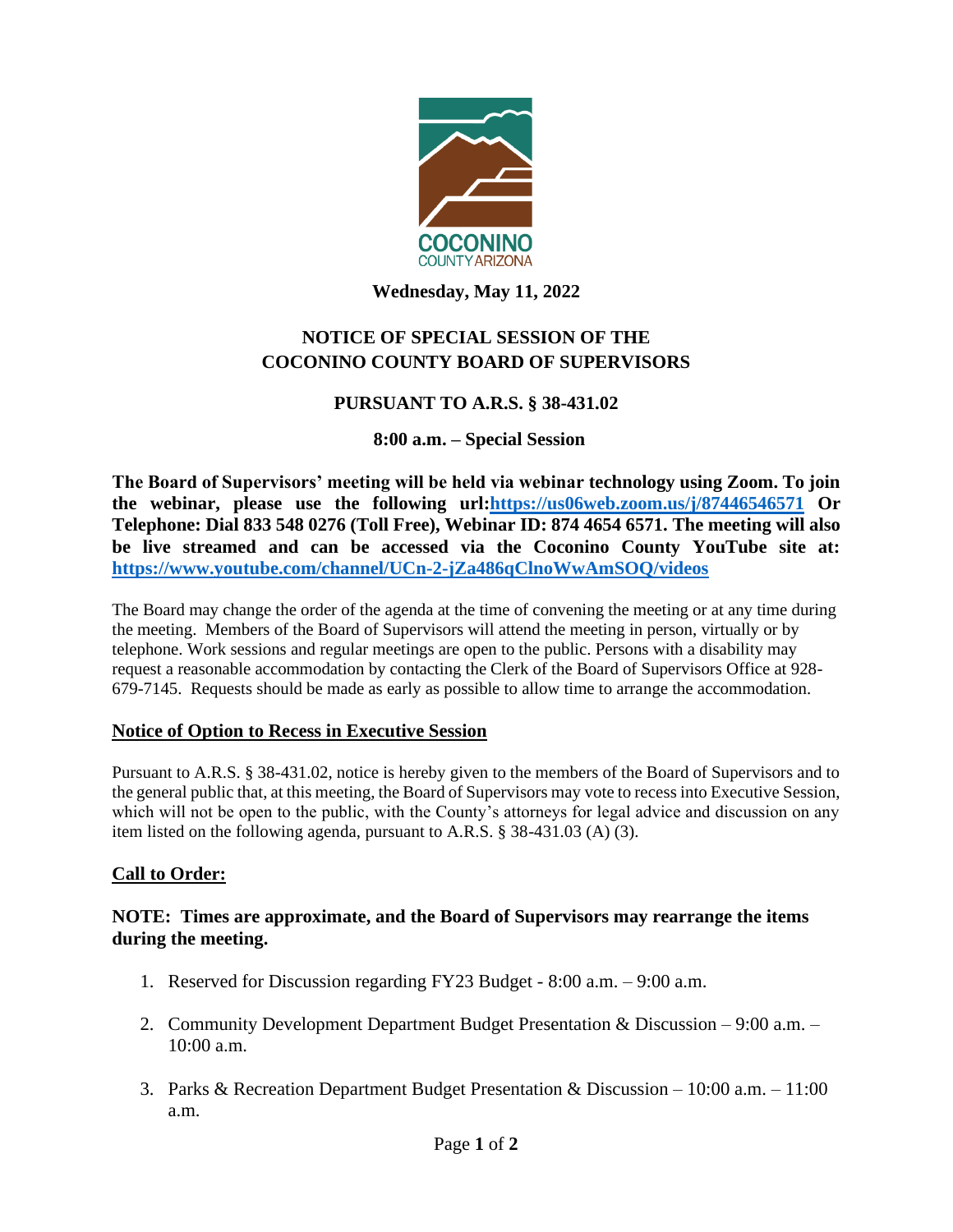COCONINO
COUNTY ARIZONA

**Wednesday, May 11, 2022**

# NOTICE OF SPECIAL SESSION OF THE COCONINO COUNTY BOARD OF SUPERVISORS

## PURSUANT TO A.R.S. § 38-431.02

### 8:00 a.m. – Special Session

**The Board of Supervisors' meeting will be held via webinar technology using Zoom. To join the webinar, please use the following url:https://us06web.zoom.us/j/87446546571 Or Telephone: Dial 833 548 0276 (Toll Free), Webinar ID: 874 4654 6571. The meeting will also be live streamed and can be accessed via the Coconino County YouTube site at: https://www.youtube.com/channel/UCn-2-jZa486qClnoWwAmSOQ/videos**

The Board may change the order of the agenda at the time of convening the meeting or at any time during the meeting. Members of the Board of Supervisors will attend the meeting in person, virtually or by telephone. Work sessions and regular meetings are open to the public. Persons with a disability may request a reasonable accommodation by contacting the Clerk of the Board of Supervisors Office at 928-679-7145. Requests should be made as early as possible to allow time to arrange the accommodation.

**Notice of Option to Recess in Executive Session**

Pursuant to A.R.S. § 38-431.02, notice is hereby given to the members of the Board of Supervisors and to the general public that, at this meeting, the Board of Supervisors may vote to recess into Executive Session, which will not be open to the public, with the County's attorneys for legal advice and discussion on any item listed on the following agenda, pursuant to A.R.S. § 38-431.03 (A) (3).

**Call to Order:**

**NOTE: Times are approximate, and the Board of Supervisors may rearrange the items during the meeting.**

1. Reserved for Discussion regarding FY23 Budget - 8:00 a.m. – 9:00 a.m.
2. Community Development Department Budget Presentation & Discussion – 9:00 a.m. – 10:00 a.m.
3. Parks & Recreation Department Budget Presentation & Discussion – 10:00 a.m. – 11:00 a.m.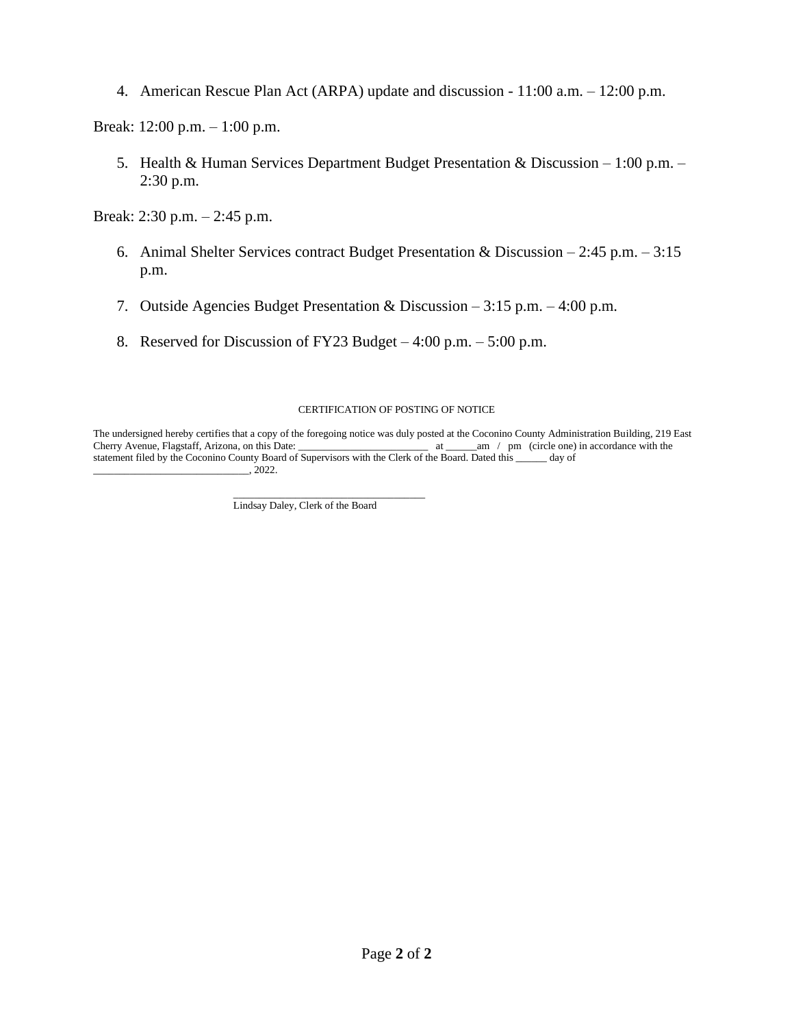4. American Rescue Plan Act (ARPA) update and discussion - 11:00 a.m. – 12:00 p.m.

Break: 12:00 p.m. – 1:00 p.m.

5. Health & Human Services Department Budget Presentation & Discussion – 1:00 p.m. – 2:30 p.m.

Break: 2:30 p.m. – 2:45 p.m.

6. Animal Shelter Services contract Budget Presentation & Discussion – 2:45 p.m. – 3:15 p.m.

7. Outside Agencies Budget Presentation & Discussion – 3:15 p.m. – 4:00 p.m.

8. Reserved for Discussion of FY23 Budget – 4:00 p.m. – 5:00 p.m.

CERTIFICATION OF POSTING OF NOTICE

The undersigned hereby certifies that a copy of the foregoing notice was duly posted at the Coconino County Administration Building, 219 East Cherry Avenue, Flagstaff, Arizona, on this Date: _________________________ at ______am / pm (circle one) in accordance with the statement filed by the Coconino County Board of Supervisors with the Clerk of the Board. Dated this ______ day of _____________________________, 2022.

___________________________________
Lindsay Daley, Clerk of the Board